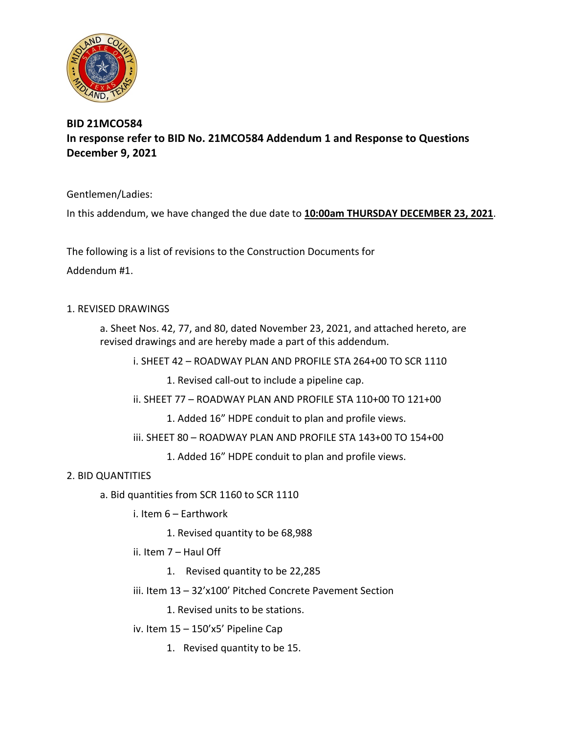**BID 21MCO584**
**In response refer to BID No. 21MCO584 Addendum 1 and Response to Questions**
**December 9, 2021**

Gentlemen/Ladies:

In this addendum, we have changed the due date to **10:00am THURSDAY DECEMBER 23, 2021**.

The following is a list of revisions to the Construction Documents for Addendum #1.

1. REVISED DRAWINGS
   - a. Sheet Nos. 42, 77, and 80, dated November 23, 2021, and attached hereto, are revised drawings and are hereby made a part of this addendum.
     - i. SHEET 42 – ROADWAY PLAN AND PROFILE STA 264+00 TO SCR 1110
       1. Revised call-out to include a pipeline cap.
     - ii. SHEET 77 – ROADWAY PLAN AND PROFILE STA 110+00 TO 121+00
       1. Added 16” HDPE conduit to plan and profile views.
     - iii. SHEET 80 – ROADWAY PLAN AND PROFILE STA 143+00 TO 154+00
       1. Added 16” HDPE conduit to plan and profile views.
2. BID QUANTITIES
   - a. Bid quantities from SCR 1160 to SCR 1110
     - i. Item 6 – Earthwork
       1. Revised quantity to be 68,988
     - ii. Item 7 – Haul Off
       1. Revised quantity to be 22,285
     - iii. Item 13 – 32’x100’ Pitched Concrete Pavement Section
       1. Revised units to be stations.
     - iv. Item 15 – 150’x5’ Pipeline Cap
       1. Revised quantity to be 15.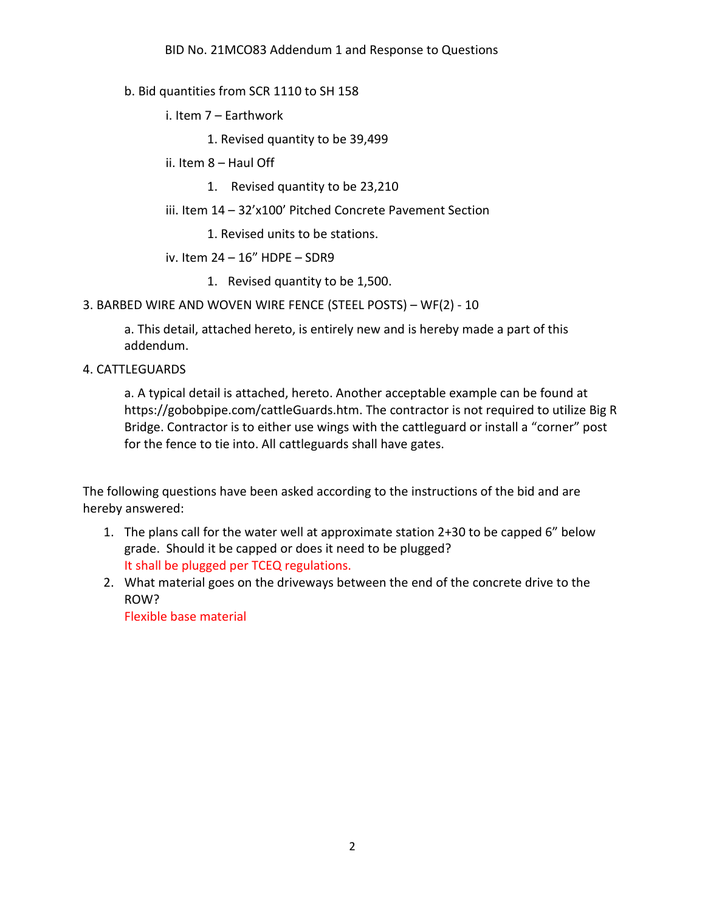b. Bid quantities from SCR 1110 to SH 158

i. Item 7 – Earthwork

1. Revised quantity to be 39,499

ii. Item 8 – Haul Off

1. Revised quantity to be 23,210

iii. Item 14 – 32'x100' Pitched Concrete Pavement Section

1. Revised units to be stations.

iv. Item 24 – 16" HDPE – SDR9

1. Revised quantity to be 1,500.

3. BARBED WIRE AND WOVEN WIRE FENCE (STEEL POSTS) – WF(2) - 10

a. This detail, attached hereto, is entirely new and is hereby made a part of this addendum.

4. CATTLEGUARDS

a. A typical detail is attached, hereto. Another acceptable example can be found at https://gobobpipe.com/cattleGuards.htm. The contractor is not required to utilize Big R Bridge. Contractor is to either use wings with the cattleguard or install a "corner" post for the fence to tie into. All cattleguards shall have gates.

The following questions have been asked according to the instructions of the bid and are hereby answered:

1. The plans call for the water well at approximate station 2+30 to be capped 6" below grade. Should it be capped or does it need to be plugged?
   It shall be plugged per TCEQ regulations.
2. What material goes on the driveways between the end of the concrete drive to the ROW?
   Flexible base material